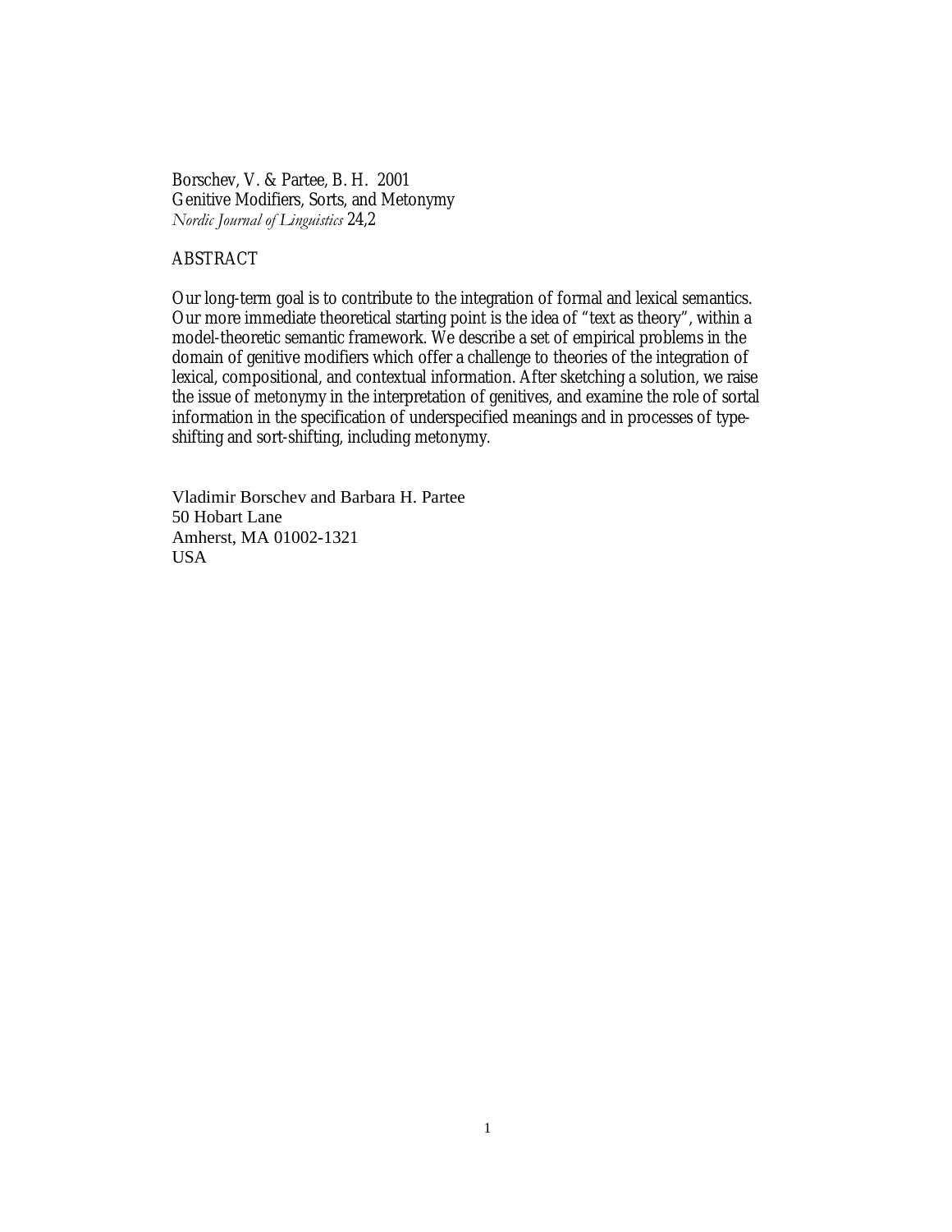Borschev, V. & Partee, B. H. 2001
Genitive Modifiers, Sorts, and Metonymy
*Nordic Journal of Linguistics* 24,2

ABSTRACT

Our long-term goal is to contribute to the integration of formal and lexical semantics. Our more immediate theoretical starting point is the idea of "text as theory", within a model-theoretic semantic framework. We describe a set of empirical problems in the domain of genitive modifiers which offer a challenge to theories of the integration of lexical, compositional, and contextual information. After sketching a solution, we raise the issue of metonymy in the interpretation of genitives, and examine the role of sortal information in the specification of underspecified meanings and in processes of type-shifting and sort-shifting, including metonymy.

Vladimir Borschev and Barbara H. Partee
50 Hobart Lane
Amherst, MA 01002-1321
USA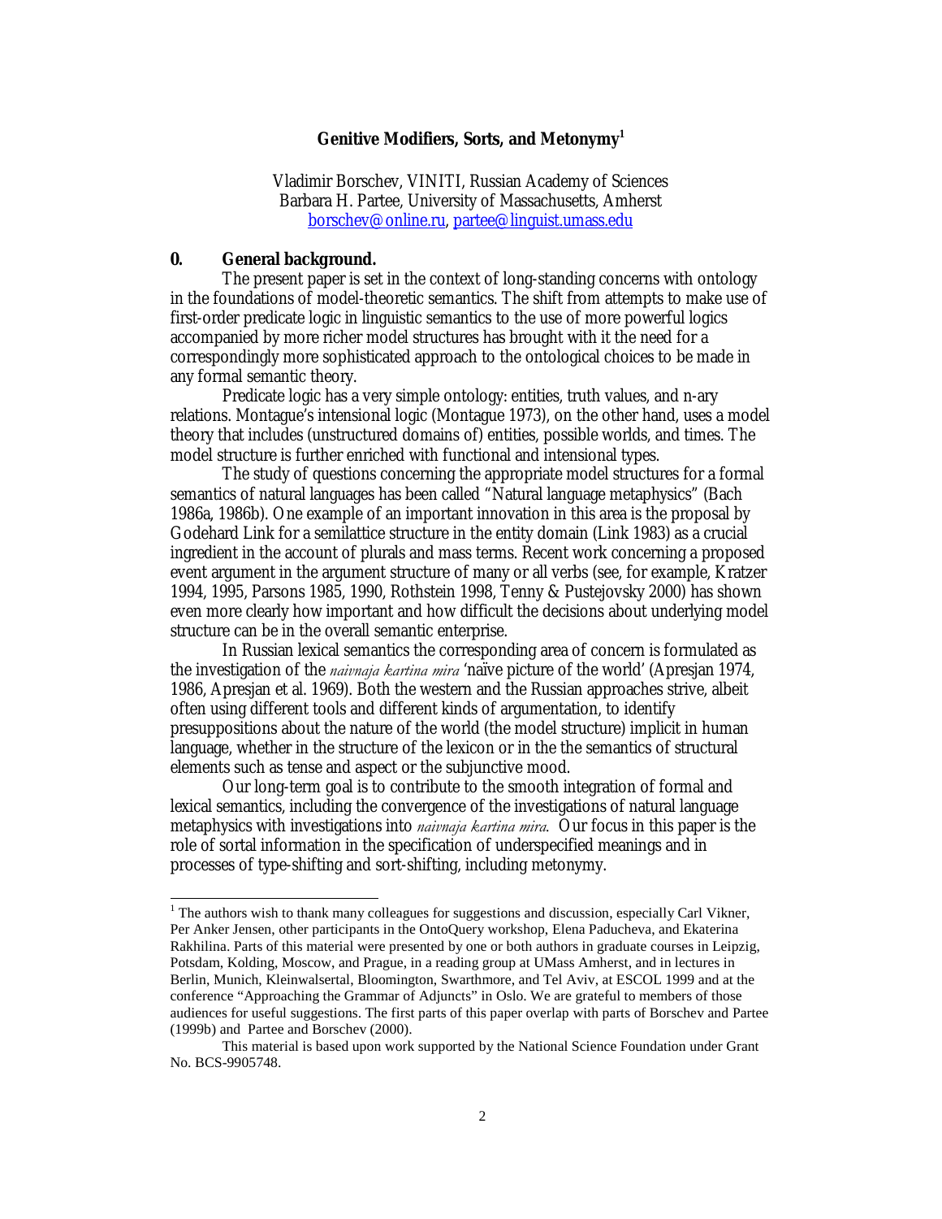# Genitive Modifiers, Sorts, and Metonymy[1]

Vladimir Borschev, VINITI, Russian Academy of Sciences
Barbara H. Partee, University of Massachusetts, Amherst
borschev@online.ru, partee@linguist.umass.edu

## 0. General background.

The present paper is set in the context of long-standing concerns with ontology in the foundations of model-theoretic semantics. The shift from attempts to make use of first-order predicate logic in linguistic semantics to the use of more powerful logics accompanied by more richer model structures has brought with it the need for a correspondingly more sophisticated approach to the ontological choices to be made in any formal semantic theory.

Predicate logic has a very simple ontology: entities, truth values, and n-ary relations. Montague's intensional logic (Montague 1973), on the other hand, uses a model theory that includes (unstructured domains of) entities, possible worlds, and times. The model structure is further enriched with functional and intensional types.

The study of questions concerning the appropriate model structures for a formal semantics of natural languages has been called "Natural language metaphysics" (Bach 1986a, 1986b). One example of an important innovation in this area is the proposal by Godehard Link for a semilattice structure in the entity domain (Link 1983) as a crucial ingredient in the account of plurals and mass terms. Recent work concerning a proposed event argument in the argument structure of many or all verbs (see, for example, Kratzer 1994, 1995, Parsons 1985, 1990, Rothstein 1998, Tenny & Pustejovsky 2000) has shown even more clearly how important and how difficult the decisions about underlying model structure can be in the overall semantic enterprise.

In Russian lexical semantics the corresponding area of concern is formulated as the investigation of the *naivnaja kartina mira* 'naïve picture of the world' (Apresjan 1974, 1986, Apresjan et al. 1969). Both the western and the Russian approaches strive, albeit often using different tools and different kinds of argumentation, to identify presuppositions about the nature of the world (the model structure) implicit in human language, whether in the structure of the lexicon or in the the semantics of structural elements such as tense and aspect or the subjunctive mood.

Our long-term goal is to contribute to the smooth integration of formal and lexical semantics, including the convergence of the investigations of natural language metaphysics with investigations into *naivnaja kartina mira*. Our focus in this paper is the role of sortal information in the specification of underspecified meanings and in processes of type-shifting and sort-shifting, including metonymy.

---

[1] The authors wish to thank many colleagues for suggestions and discussion, especially Carl Vikner, Per Anker Jensen, other participants in the OntoQuery workshop, Elena Paducheva, and Ekaterina Rakhilina. Parts of this material were presented by one or both authors in graduate courses in Leipzig, Potsdam, Kolding, Moscow, and Prague, in a reading group at UMass Amherst, and in lectures in Berlin, Munich, Kleinwalsertal, Bloomington, Swarthmore, and Tel Aviv, at ESCOL 1999 and at the conference "Approaching the Grammar of Adjuncts" in Oslo. We are grateful to members of those audiences for useful suggestions. The first parts of this paper overlap with parts of Borschev and Partee (1999b) and Partee and Borschev (2000).

This material is based upon work supported by the National Science Foundation under Grant No. BCS-9905748.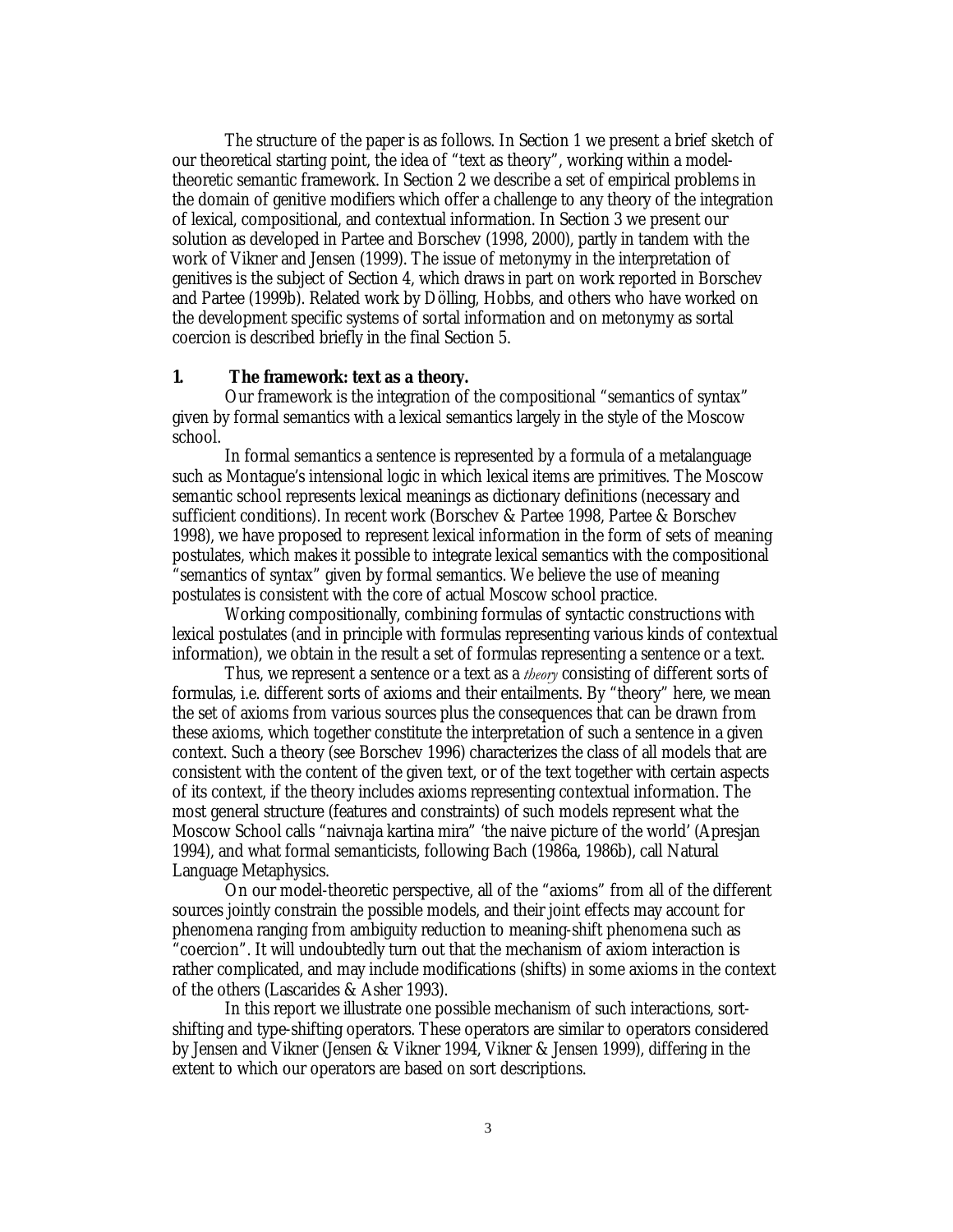The structure of the paper is as follows. In Section 1 we present a brief sketch of our theoretical starting point, the idea of "text as theory", working within a model-theoretic semantic framework. In Section 2 we describe a set of empirical problems in the domain of genitive modifiers which offer a challenge to any theory of the integration of lexical, compositional, and contextual information. In Section 3 we present our solution as developed in Partee and Borschev (1998, 2000), partly in tandem with the work of Vikner and Jensen (1999). The issue of metonymy in the interpretation of genitives is the subject of Section 4, which draws in part on work reported in Borschev and Partee (1999b). Related work by Dölling, Hobbs, and others who have worked on the development specific systems of sortal information and on metonymy as sortal coercion is described briefly in the final Section 5.

## 1. The framework: text as a theory.

Our framework is the integration of the compositional "semantics of syntax" given by formal semantics with a lexical semantics largely in the style of the Moscow school.

In formal semantics a sentence is represented by a formula of a metalanguage such as Montague's intensional logic in which lexical items are primitives. The Moscow semantic school represents lexical meanings as dictionary definitions (necessary and sufficient conditions). In recent work (Borschev & Partee 1998, Partee & Borschev 1998), we have proposed to represent lexical information in the form of sets of meaning postulates, which makes it possible to integrate lexical semantics with the compositional "semantics of syntax" given by formal semantics. We believe the use of meaning postulates is consistent with the core of actual Moscow school practice.

Working compositionally, combining formulas of syntactic constructions with lexical postulates (and in principle with formulas representing various kinds of contextual information), we obtain in the result a set of formulas representing a sentence or a text.

Thus, we represent a sentence or a text as a *theory* consisting of different sorts of formulas, i.e. different sorts of axioms and their entailments. By "theory" here, we mean the set of axioms from various sources plus the consequences that can be drawn from these axioms, which together constitute the interpretation of such a sentence in a given context. Such a theory (see Borschev 1996) characterizes the class of all models that are consistent with the content of the given text, or of the text together with certain aspects of its context, if the theory includes axioms representing contextual information. The most general structure (features and constraints) of such models represent what the Moscow School calls "naivnaja kartina mira" 'the naive picture of the world' (Apresjan 1994), and what formal semanticists, following Bach (1986a, 1986b), call Natural Language Metaphysics.

On our model-theoretic perspective, all of the "axioms" from all of the different sources jointly constrain the possible models, and their joint effects may account for phenomena ranging from ambiguity reduction to meaning-shift phenomena such as "coercion". It will undoubtedly turn out that the mechanism of axiom interaction is rather complicated, and may include modifications (shifts) in some axioms in the context of the others (Lascarides & Asher 1993).

In this report we illustrate one possible mechanism of such interactions, sort-shifting and type-shifting operators. These operators are similar to operators considered by Jensen and Vikner (Jensen & Vikner 1994, Vikner & Jensen 1999), differing in the extent to which our operators are based on sort descriptions.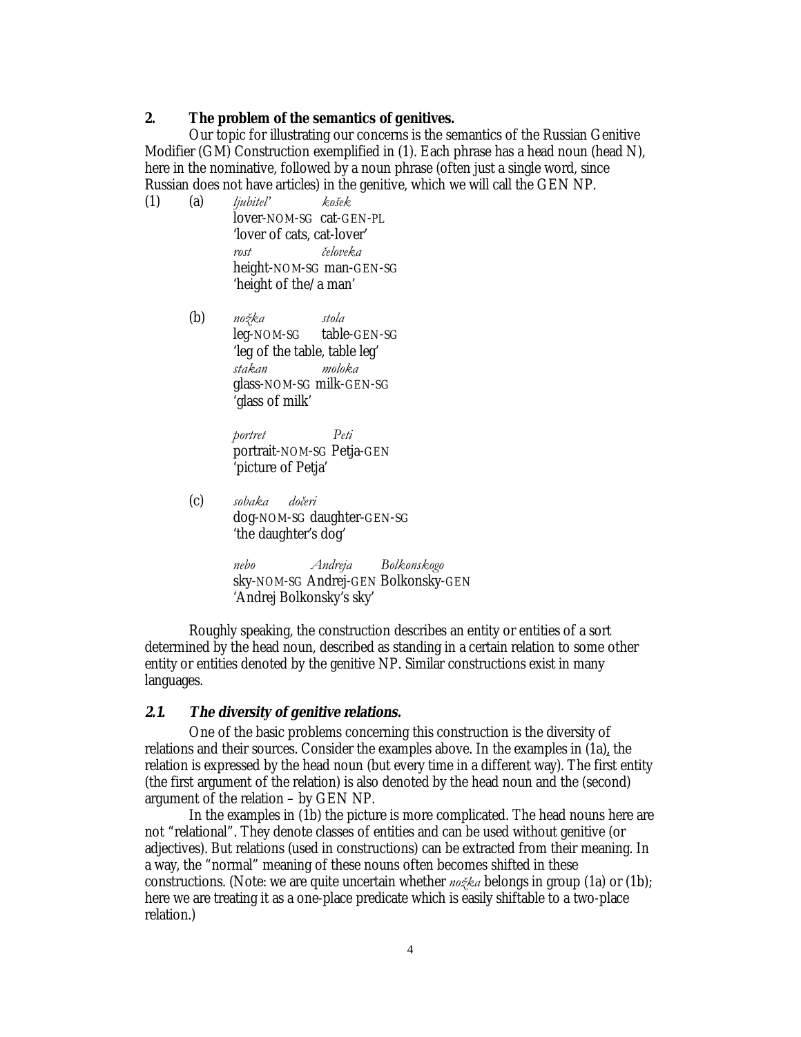## 2. The problem of the semantics of genitives.

Our topic for illustrating our concerns is the semantics of the Russian Genitive Modifier (GM) Construction exemplified in (1). Each phrase has a head noun (head N), here in the nominative, followed by a noun phrase (often just a single word, since Russian does not have articles) in the genitive, which we will call the GEN NP.

(1) (a) *ljubitel'* *košek*
lover-NOM-SG cat-GEN-PL
'lover of cats, cat-lover'
*rost* *čeloveka*
height-NOM-SG man-GEN-SG
'height of the/a man'

(b) *nožka* *stola*
leg-NOM-SG table-GEN-SG
'leg of the table, table leg'
*stakan* *moloka*
glass-NOM-SG milk-GEN-SG
'glass of milk'

*portret* *Peti*
portrait-NOM-SG Petja-GEN
'picture of Petja'

(c) *sobaka* *dočeri*
dog-NOM-SG daughter-GEN-SG
'the daughter's dog'

*nebo* *Andreja* *Bolkonskogo*
sky-NOM-SG Andrej-GEN Bolkonsky-GEN
'Andrej Bolkonsky's sky'

Roughly speaking, the construction describes an entity or entities of a sort determined by the head noun, described as standing in a certain relation to some other entity or entities denoted by the genitive NP. Similar constructions exist in many languages.

### 2.1. The diversity of genitive relations.

One of the basic problems concerning this construction is the diversity of relations and their sources. Consider the examples above. In the examples in (1a), the relation is expressed by the head noun (but every time in a different way). The first entity (the first argument of the relation) is also denoted by the head noun and the (second) argument of the relation – by GEN NP.

In the examples in (1b) the picture is more complicated. The head nouns here are not "relational". They denote classes of entities and can be used without genitive (or adjectives). But relations (used in constructions) can be extracted from their meaning. In a way, the "normal" meaning of these nouns often becomes shifted in these constructions. (Note: we are quite uncertain whether *nožka* belongs in group (1a) or (1b); here we are treating it as a one-place predicate which is easily shiftable to a two-place relation.)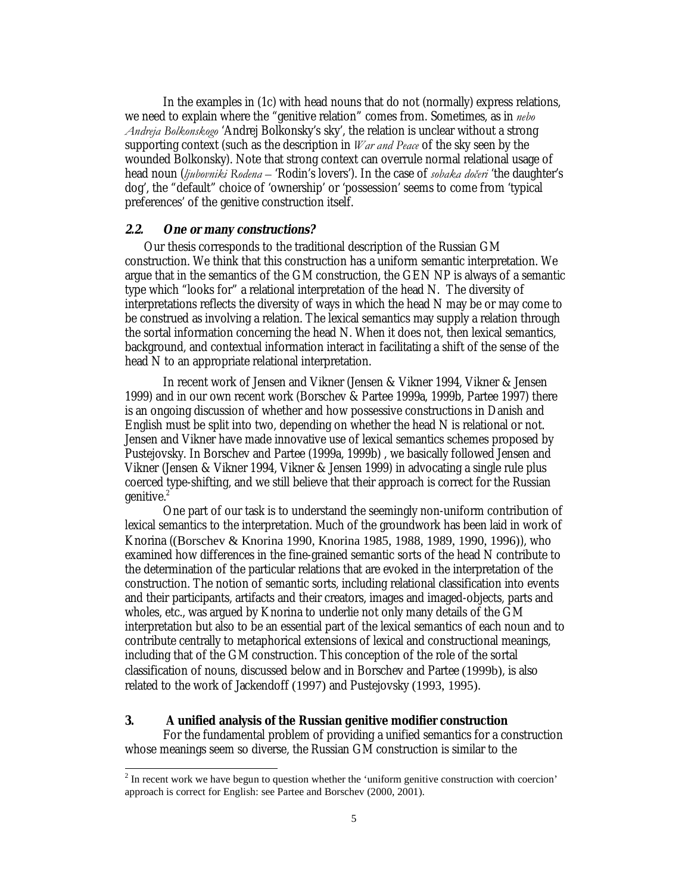In the examples in (1c) with head nouns that do not (normally) express relations, we need to explain where the "genitive relation" comes from. Sometimes, as in *nebo Andreja Bolkonskogo* 'Andrej Bolkonsky's sky', the relation is unclear without a strong supporting context (such as the description in *War and Peace* of the sky seen by the wounded Bolkonsky). Note that strong context can overrule normal relational usage of head noun (*ljubovniki Rodena* – 'Rodin's lovers'). In the case of *sobaka dočeri* 'the daughter's dog', the "default" choice of 'ownership' or 'possession' seems to come from 'typical preferences' of the genitive construction itself.

### 2.2. One or many constructions?

Our thesis corresponds to the traditional description of the Russian GM construction. We think that this construction has a uniform semantic interpretation. We argue that in the semantics of the GM construction, the GEN NP is always of a semantic type which "looks for" a relational interpretation of the head N. The diversity of interpretations reflects the diversity of ways in which the head N may be or may come to be construed as involving a relation. The lexical semantics may supply a relation through the sortal information concerning the head N. When it does not, then lexical semantics, background, and contextual information interact in facilitating a shift of the sense of the head N to an appropriate relational interpretation.

In recent work of Jensen and Vikner (Jensen & Vikner 1994, Vikner & Jensen 1999) and in our own recent work (Borschev & Partee 1999a, 1999b, Partee 1997) there is an ongoing discussion of whether and how possessive constructions in Danish and English must be split into two, depending on whether the head N is relational or not. Jensen and Vikner have made innovative use of lexical semantics schemes proposed by Pustejovsky. In Borschev and Partee (1999a, 1999b) , we basically followed Jensen and Vikner (Jensen & Vikner 1994, Vikner & Jensen 1999) in advocating a single rule plus coerced type-shifting, and we still believe that their approach is correct for the Russian genitive.[2]

One part of our task is to understand the seemingly non-uniform contribution of lexical semantics to the interpretation. Much of the groundwork has been laid in work of Knorina ((Borschev & Knorina 1990, Knorina 1985, 1988, 1989, 1990, 1996)), who examined how differences in the fine-grained semantic sorts of the head N contribute to the determination of the particular relations that are evoked in the interpretation of the construction. The notion of semantic sorts, including relational classification into events and their participants, artifacts and their creators, images and imaged-objects, parts and wholes, etc., was argued by Knorina to underlie not only many details of the GM interpretation but also to be an essential part of the lexical semantics of each noun and to contribute centrally to metaphorical extensions of lexical and constructional meanings, including that of the GM construction. This conception of the role of the sortal classification of nouns, discussed below and in Borschev and Partee (1999b), is also related to the work of Jackendoff (1997) and Pustejovsky (1993, 1995).

## 3. A unified analysis of the Russian genitive modifier construction

For the fundamental problem of providing a unified semantics for a construction whose meanings seem so diverse, the Russian GM construction is similar to the

[2] In recent work we have begun to question whether the 'uniform genitive construction with coercion' approach is correct for English: see Partee and Borschev (2000, 2001).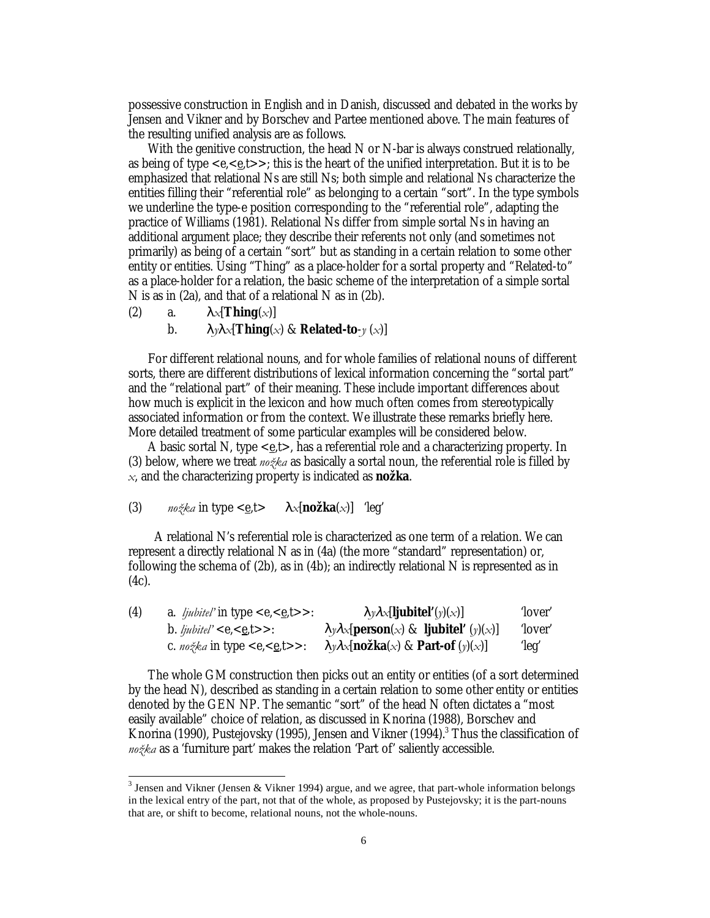possessive construction in English and in Danish, discussed and debated in the works by Jensen and Vikner and by Borschev and Partee mentioned above. The main features of the resulting unified analysis are as follows.

With the genitive construction, the head N or N-bar is always construed relationally, as being of type <e,<e,t>>; this is the heart of the unified interpretation. But it is to be emphasized that relational Ns are still Ns; both simple and relational Ns characterize the entities filling their "referential role" as belonging to a certain "sort". In the type symbols we underline the type-e position corresponding to the "referential role", adapting the practice of Williams (1981). Relational Ns differ from simple sortal Ns in having an additional argument place; they describe their referents not only (and sometimes not primarily) as being of a certain "sort" but as standing in a certain relation to some other entity or entities. Using "Thing" as a place-holder for a sortal property and "Related-to" as a place-holder for a relation, the basic scheme of the interpretation of a simple sortal N is as in (2a), and that of a relational N as in (2b).

(2) a. $\lambda x[\textbf{Thing}(x)]$

b. $\lambda y \lambda x[\textbf{Thing}(x) \ \& \ \textbf{Related-to-}y\ (x)]$

For different relational nouns, and for whole families of relational nouns of different sorts, there are different distributions of lexical information concerning the "sortal part" and the "relational part" of their meaning. These include important differences about how much is explicit in the lexicon and how much often comes from stereotypically associated information or from the context. We illustrate these remarks briefly here. More detailed treatment of some particular examples will be considered below.

A basic sortal N, type <e,t>, has a referential role and a characterizing property. In (3) below, where we treat *nožka* as basically a sortal noun, the referential role is filled by $x$, and the characterizing property is indicated as **nožka**.

(3) *nožka* in type <e,t> $\lambda x[\textbf{nožka}(x)]$ 'leg'

A relational N's referential role is characterized as one term of a relation. We can represent a directly relational N as in (4a) (the more "standard" representation) or, following the schema of (2b), as in (4b); an indirectly relational N is represented as in (4c).

(4) a. *ljubitel'* in type <e,<e,t>>: $\lambda y \lambda x[\textbf{ljubitel'}(y)(x)]$ 'lover'

b. *ljubitel'* <e,<e,t>>: $\lambda y \lambda x[\textbf{person}(x) \ \& \ \textbf{ljubitel'}\ (y)(x)]$ 'lover'

c. *nožka* in type <e,<e,t>>: $\lambda y \lambda x[\textbf{nožka}(x) \ \& \ \textbf{Part-of}\ (y)(x)]$ 'leg'

The whole GM construction then picks out an entity or entities (of a sort determined by the head N), described as standing in a certain relation to some other entity or entities denoted by the GEN NP. The semantic "sort" of the head N often dictates a "most easily available" choice of relation, as discussed in Knorina (1988), Borschev and Knorina (1990), Pustejovsky (1995), Jensen and Vikner (1994).[3] Thus the classification of *nožka* as a 'furniture part' makes the relation 'Part of' saliently accessible.

[3] Jensen and Vikner (Jensen & Vikner 1994) argue, and we agree, that part-whole information belongs in the lexical entry of the part, not that of the whole, as proposed by Pustejovsky; it is the part-nouns that are, or shift to become, relational nouns, not the whole-nouns.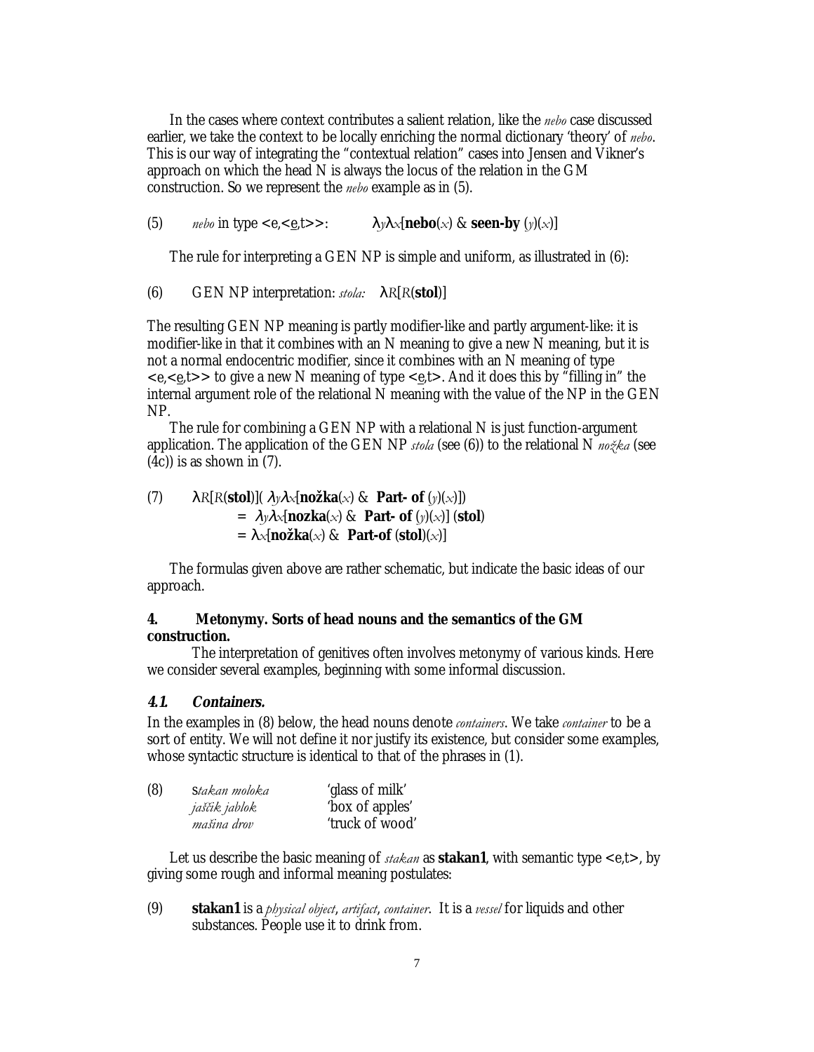In the cases where context contributes a salient relation, like the *nebo* case discussed earlier, we take the context to be locally enriching the normal dictionary 'theory' of *nebo*. This is our way of integrating the "contextual relation" cases into Jensen and Vikner's approach on which the head N is always the locus of the relation in the GM construction. So we represent the *nebo* example as in (5).

(5) *nebo* in type <e,<e,t>>: $\lambda y \lambda x$[**nebo**($x$) & **seen-by** ($y$)($x$)]

The rule for interpreting a GEN NP is simple and uniform, as illustrated in (6):

(6) GEN NP interpretation: *stola:* $\lambda R$[$R$(**stol**)]

The resulting GEN NP meaning is partly modifier-like and partly argument-like: it is modifier-like in that it combines with an N meaning to give a new N meaning, but it is not a normal endocentric modifier, since it combines with an N meaning of type <e,<e,t>> to give a new N meaning of type <e,t>. And it does this by "filling in" the internal argument role of the relational N meaning with the value of the NP in the GEN NP.

The rule for combining a GEN NP with a relational N is just function-argument application. The application of the GEN NP *stola* (see (6)) to the relational N *nožka* (see (4c)) is as shown in (7).

(7) $\lambda R$[$R$(**stol**)]( $\lambda y \lambda x$[**nožka**($x$) & **Part- of** ($y$)($x$)])
= $\lambda y \lambda x$[**nozka**($x$) & **Part- of** ($y$)($x$)] (**stol**)
= $\lambda x$[**nožka**($x$) & **Part-of** (**stol**)($x$)]

The formulas given above are rather schematic, but indicate the basic ideas of our approach.

## 4. Metonymy. Sorts of head nouns and the semantics of the GM construction.

The interpretation of genitives often involves metonymy of various kinds. Here we consider several examples, beginning with some informal discussion.

### *4.1. Containers.*

In the examples in (8) below, the head nouns denote *containers*. We take *container* to be a sort of entity. We will not define it nor justify its existence, but consider some examples, whose syntactic structure is identical to that of the phrases in (1).

(8)
*stakan moloka* 'glass of milk'
*jaščik jablok* 'box of apples'
*mašina drov* 'truck of wood'

Let us describe the basic meaning of *stakan* as **stakan1**, with semantic type <e,t>, by giving some rough and informal meaning postulates:

(9) **stakan1** is a *physical object*, *artifact*, *container*. It is a *vessel* for liquids and other substances. People use it to drink from.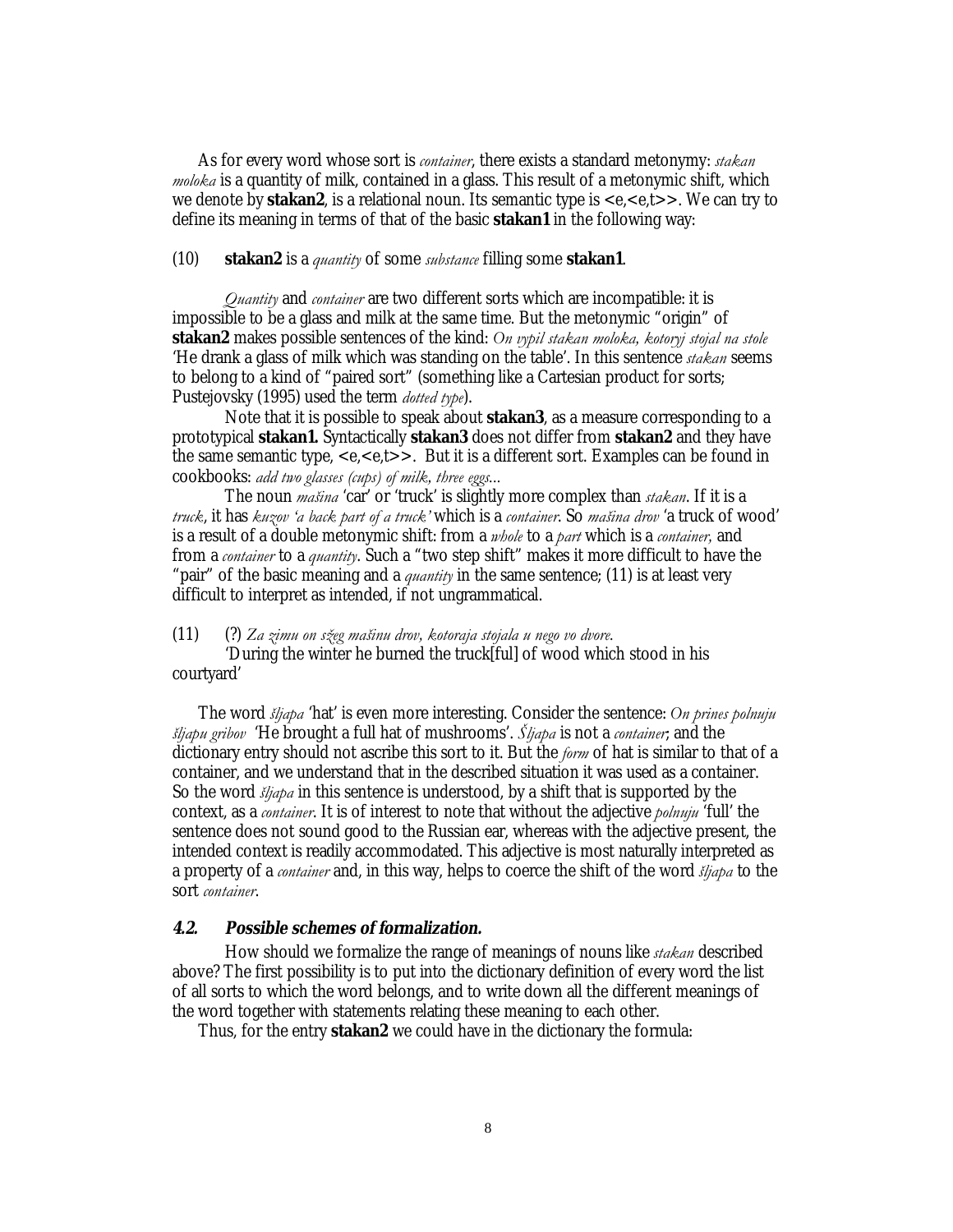As for every word whose sort is *container*, there exists a standard metonymy: *stakan moloka* is a quantity of milk, contained in a glass. This result of a metonymic shift, which we denote by **stakan2**, is a relational noun. Its semantic type is <e,<e,t>>. We can try to define its meaning in terms of that of the basic **stakan1** in the following way:

(10) **stakan2** is a *quantity* of some *substance* filling some **stakan1**.

*Quantity* and *container* are two different sorts which are incompatible: it is impossible to be a glass and milk at the same time. But the metonymic "origin" of **stakan2** makes possible sentences of the kind: *On vypil stakan moloka, kotoryj stojal na stole* 'He drank a glass of milk which was standing on the table'. In this sentence *stakan* seems to belong to a kind of "paired sort" (something like a Cartesian product for sorts; Pustejovsky (1995) used the term *dotted type*).

Note that it is possible to speak about **stakan3**, as a measure corresponding to a prototypical **stakan1.** Syntactically **stakan3** does not differ from **stakan2** and they have the same semantic type, <e,<e,t>>. But it is a different sort. Examples can be found in cookbooks: *add two glasses (cups) of milk, three eggs...*

The noun *mašina* 'car' or 'truck' is slightly more complex than *stakan*. If it is a *truck*, it has *kuzov 'a back part of a truck'* which is a *container*. So *mašina drov* 'a truck of wood' is a result of a double metonymic shift: from a *whole* to a *part* which is a *container*, and from a *container* to a *quantity*. Such a "two step shift" makes it more difficult to have the "pair" of the basic meaning and a *quantity* in the same sentence; (11) is at least very difficult to interpret as intended, if not ungrammatical.

(11) (?) *Za zimu on sžeg mašinu drov, kotoraja stojala u nego vo dvore.*
'During the winter he burned the truck[ful] of wood which stood in his courtyard'

The word *šljapa* 'hat' is even more interesting. Consider the sentence: *On prines polnuju šljapu gribov* 'He brought a full hat of mushrooms'. *Šljapa* is not a *container*; and the dictionary entry should not ascribe this sort to it. But the *form* of hat is similar to that of a container, and we understand that in the described situation it was used as a container. So the word *šljapa* in this sentence is understood, by a shift that is supported by the context, as a *container*. It is of interest to note that without the adjective *polnuju* 'full' the sentence does not sound good to the Russian ear, whereas with the adjective present, the intended context is readily accommodated. This adjective is most naturally interpreted as a property of a *container* and, in this way, helps to coerce the shift of the word *šljapa* to the sort *container*.

### *4.2. Possible schemes of formalization.*

How should we formalize the range of meanings of nouns like *stakan* described above? The first possibility is to put into the dictionary definition of every word the list of all sorts to which the word belongs, and to write down all the different meanings of the word together with statements relating these meaning to each other.

Thus, for the entry **stakan2** we could have in the dictionary the formula: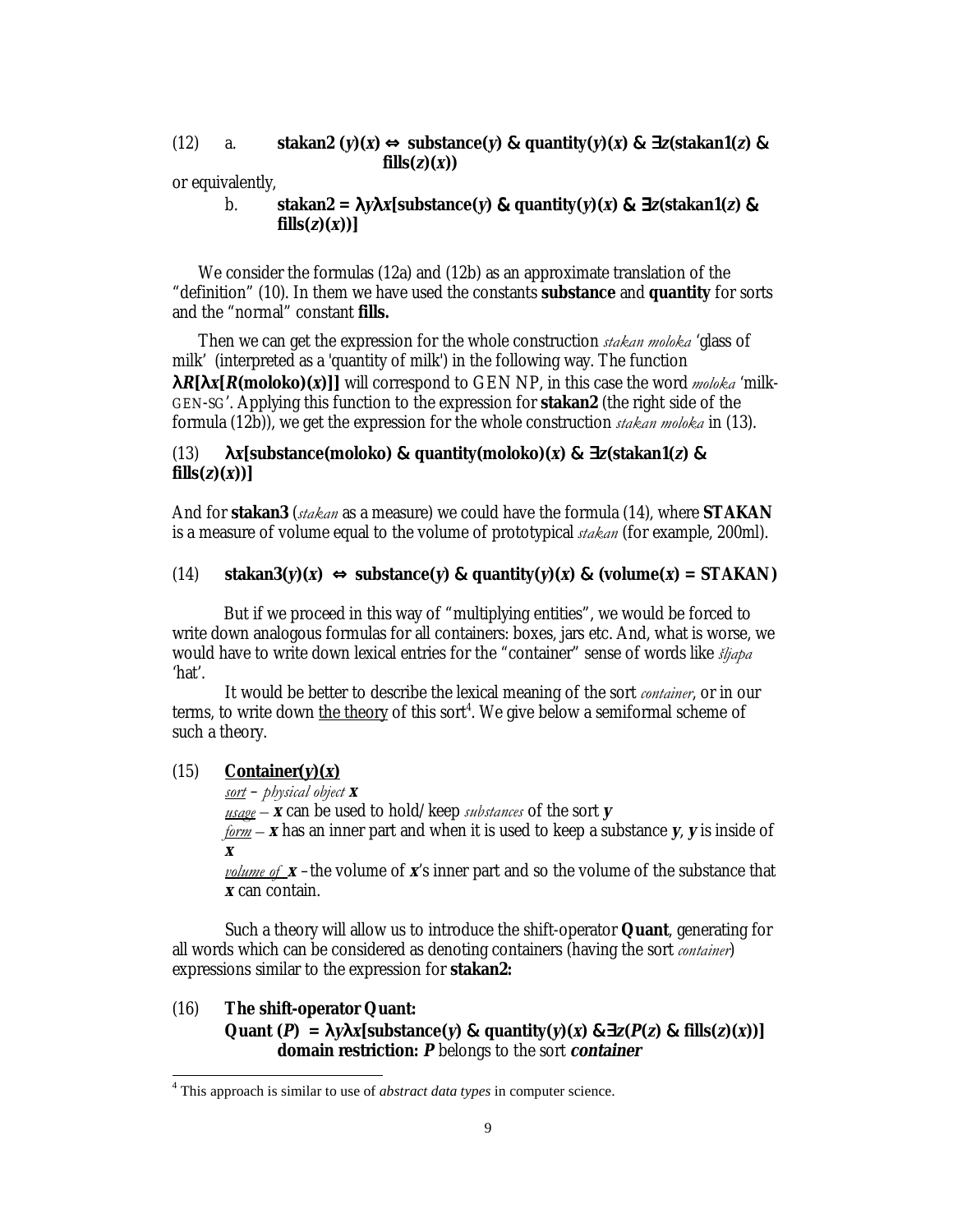(12) a. $\mathbf{stakan2}\ (y)(x) \Leftrightarrow \mathbf{substance}(y)\ \&\ \mathbf{quantity}(y)(x)\ \&\ \exists z(\mathbf{stakan1}(z)\ \&\ \mathbf{fills}(z)(x))$

or equivalently,

b. $\mathbf{stakan2} = \lambda y \lambda x[\mathbf{substance}(y)\ \&\ \mathbf{quantity}(y)(x)\ \&\ \exists z(\mathbf{stakan1}(z)\ \&\ \mathbf{fills}(z)(x))]$

We consider the formulas (12a) and (12b) as an approximate translation of the "definition" (10). In them we have used the constants **substance** and **quantity** for sorts and the "normal" constant **fills.**

Then we can get the expression for the whole construction *stakan moloka* 'glass of milk' (interpreted as a 'quantity of milk') in the following way. The function $\lambda R[\lambda x[R(\mathbf{moloko})(x)]]$ will correspond to GEN NP, in this case the word *moloka* 'milk-GEN-SG'. Applying this function to the expression for **stakan2** (the right side of the formula (12b)), we get the expression for the whole construction *stakan moloka* in (13).

(13) $\lambda x[\mathbf{substance}(\mathbf{moloko})\ \&\ \mathbf{quantity}(\mathbf{moloko})(x)\ \&\ \exists z(\mathbf{stakan1}(z)\ \&\ \mathbf{fills}(z)(x))]$

And for **stakan3** (*stakan* as a measure) we could have the formula (14), where **STAKAN** is a measure of volume equal to the volume of prototypical *stakan* (for example, 200ml).

(14) $\mathbf{stakan3}(y)(x) \Leftrightarrow \mathbf{substance}(y)\ \&\ \mathbf{quantity}(y)(x)\ \&\ (\mathbf{volume}(x) = \mathbf{STAKAN})$

But if we proceed in this way of "multiplying entities", we would be forced to write down analogous formulas for all containers: boxes, jars etc. And, what is worse, we would have to write down lexical entries for the "container" sense of words like *šljapa* 'hat'.

It would be better to describe the lexical meaning of the sort *container*, or in our terms, to write down <u>the theory</u> of this sort[4]. We give below a semiformal scheme of such a theory.

(15) <u>**Container(*y*)(*x*)**</u>

*<u>sort</u> – physical object* ***x***
*<u>usage</u>* – ***x*** can be used to hold/keep *substances* of the sort ***y***
*<u>form</u>* – ***x*** has an inner part and when it is used to keep a substance ***y***, ***y*** is inside of ***x***
*<u>volume of</u>* ***x*** – the volume of ***x***'s inner part and so the volume of the substance that ***x*** can contain.

Such a theory will allow us to introduce the shift-operator **Quant**, generating for all words which can be considered as denoting containers (having the sort *container*) expressions similar to the expression for **stakan2:**

(16) **The shift-operator Quant:**

$\mathbf{Quant}\ (P) = \lambda y \lambda x[\mathbf{substance}(y)\ \&\ \mathbf{quantity}(y)(x)\ \&\exists z(P(z)\ \&\ \mathbf{fills}(z)(x))]$

**domain restriction: *P*** belongs to the sort ***container***

---

[4] This approach is similar to use of *abstract data types* in computer science.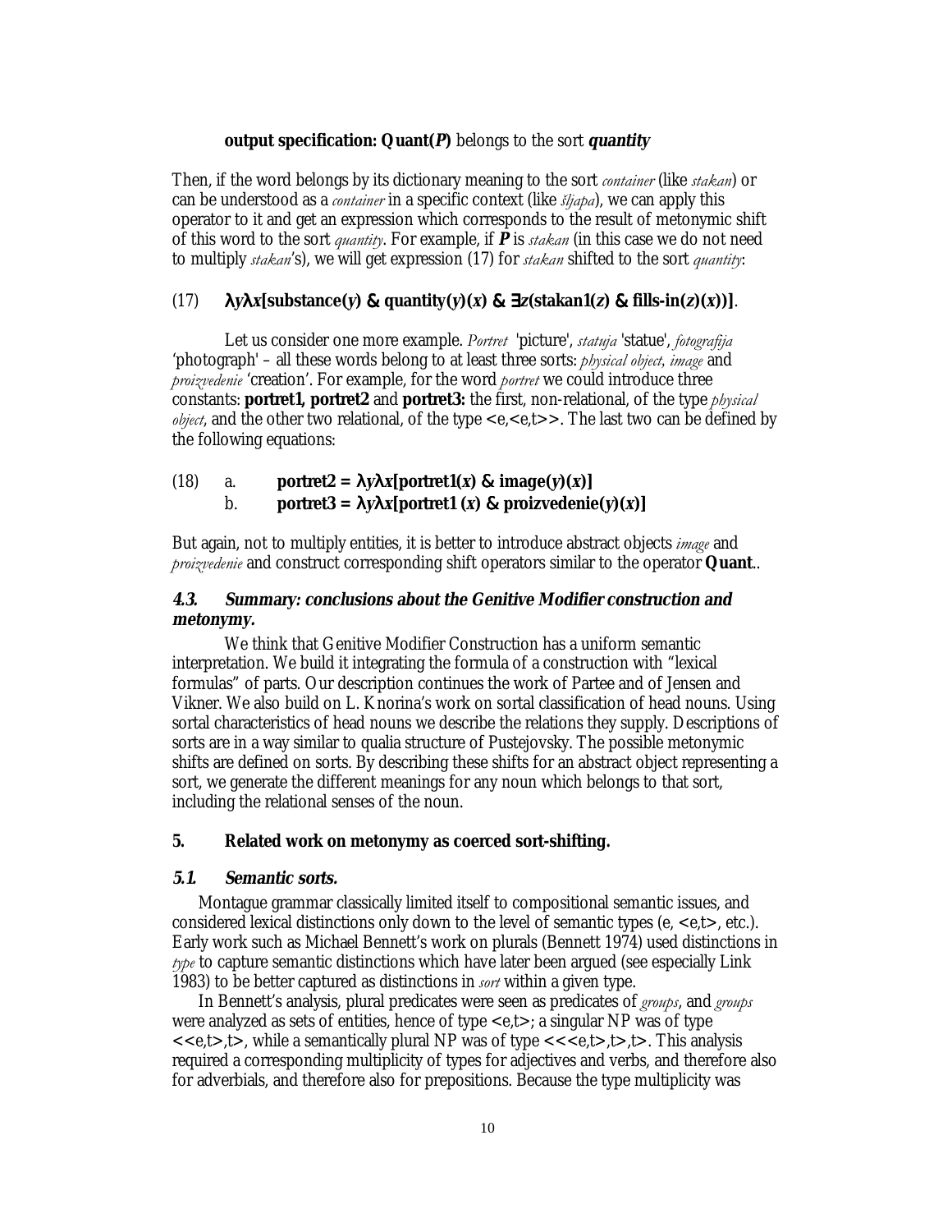**output specification: Quant(*P*)** belongs to the sort ***quantity***

Then, if the word belongs by its dictionary meaning to the sort *container* (like *stakan*) or can be understood as a *container* in a specific context (like *šljapa*), we can apply this operator to it and get an expression which corresponds to the result of metonymic shift of this word to the sort *quantity*. For example, if ***P*** is *stakan* (in this case we do not need to multiply *stakan*'s), we will get expression (17) for *stakan* shifted to the sort *quantity*:

(17) $\lambda y \lambda x[\mathbf{substance}(y)\ \&\ \mathbf{quantity}(y)(x)\ \&\ \exists z(\mathbf{stakan1}(z)\ \&\ \mathbf{fills\text{-}in}(z)(x))]$.

Let us consider one more example. *Portret* 'picture', *statuja* 'statue', *fotografija* 'photograph' – all these words belong to at least three sorts: *physical object*, *image* and *proizvedenie* 'creation'. For example, for the word *portret* we could introduce three constants: **portret1, portret2** and **portret3:** the first, non-relational, of the type *physical object*, and the other two relational, of the type <e,<e,t>>. The last two can be defined by the following equations:

(18) a. $\mathbf{portret2} = \lambda y \lambda x[\mathbf{portret1}(x)\ \&\ \mathbf{image}(y)(x)]$

b. $\mathbf{portret3} = \lambda y \lambda x[\mathbf{portret1}\ (x)\ \&\ \mathbf{proizvedenie}(y)(x)]$

But again, not to multiply entities, it is better to introduce abstract objects *image* and *proizvedenie* and construct corresponding shift operators similar to the operator **Quant**..

### *4.3. Summary: conclusions about the Genitive Modifier construction and metonymy.*

We think that Genitive Modifier Construction has a uniform semantic interpretation. We build it integrating the formula of a construction with "lexical formulas" of parts. Our description continues the work of Partee and of Jensen and Vikner. We also build on L. Knorina's work on sortal classification of head nouns. Using sortal characteristics of head nouns we describe the relations they supply. Descriptions of sorts are in a way similar to qualia structure of Pustejovsky. The possible metonymic shifts are defined on sorts. By describing these shifts for an abstract object representing a sort, we generate the different meanings for any noun which belongs to that sort, including the relational senses of the noun.

## 5. Related work on metonymy as coerced sort-shifting.

### *5.1. Semantic sorts.*

Montague grammar classically limited itself to compositional semantic issues, and considered lexical distinctions only down to the level of semantic types (e, <e,t>, etc.). Early work such as Michael Bennett's work on plurals (Bennett 1974) used distinctions in *type* to capture semantic distinctions which have later been argued (see especially Link 1983) to be better captured as distinctions in *sort* within a given type.

In Bennett's analysis, plural predicates were seen as predicates of *groups*, and *groups* were analyzed as sets of entities, hence of type <e,t>; a singular NP was of type <<e,t>,t>, while a semantically plural NP was of type <<<e,t>,t>,t>. This analysis required a corresponding multiplicity of types for adjectives and verbs, and therefore also for adverbials, and therefore also for prepositions. Because the type multiplicity was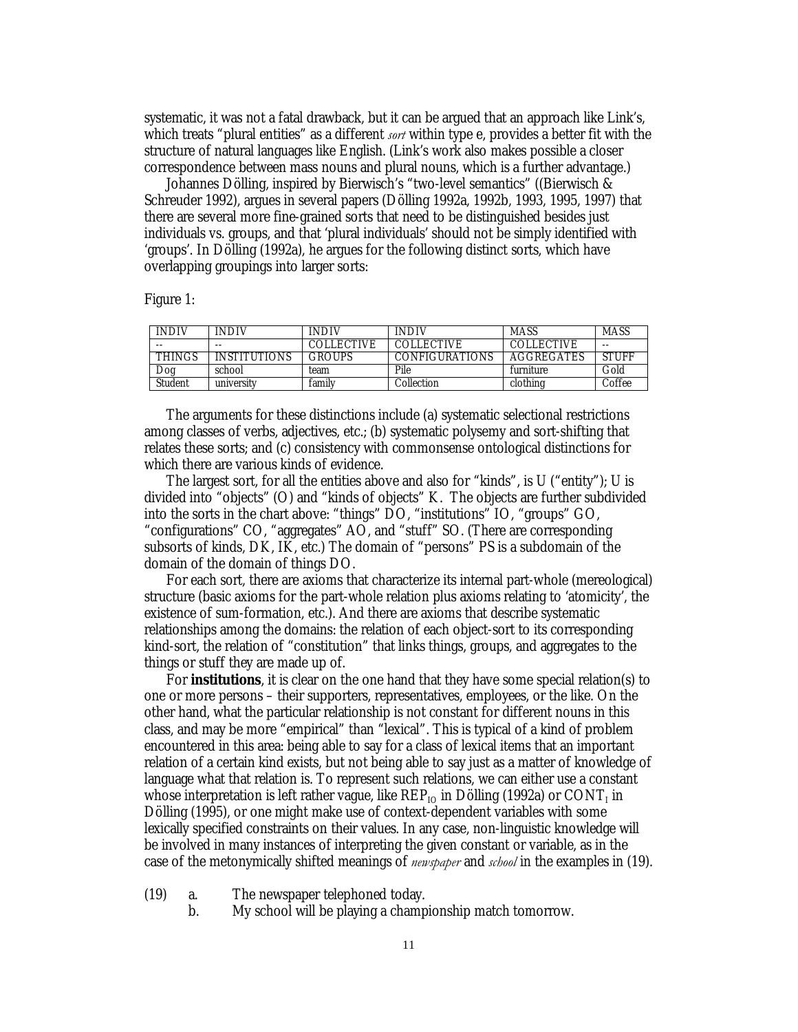systematic, it was not a fatal drawback, but it can be argued that an approach like Link's, which treats "plural entities" as a different *sort* within type e, provides a better fit with the structure of natural languages like English. (Link's work also makes possible a closer correspondence between mass nouns and plural nouns, which is a further advantage.)

Johannes Dölling, inspired by Bierwisch's "two-level semantics" ((Bierwisch & Schreuder 1992), argues in several papers (Dölling 1992a, 1992b, 1993, 1995, 1997) that there are several more fine-grained sorts that need to be distinguished besides just individuals vs. groups, and that 'plural individuals' should not be simply identified with 'groups'. In Dölling (1992a), he argues for the following distinct sorts, which have overlapping groupings into larger sorts:

Figure 1:

| INDIV | INDIV | INDIV | INDIV | MASS | MASS |
|---|---|---|---|---|---|
| -- | -- | COLLECTIVE | COLLECTIVE | COLLECTIVE | -- |
| THINGS | INSTITUTIONS | GROUPS | CONFIGURATIONS | AGGREGATES | STUFF |
| Dog | school | team | Pile | furniture | Gold |
| Student | university | family | Collection | clothing | Coffee |

The arguments for these distinctions include (a) systematic selectional restrictions among classes of verbs, adjectives, etc.; (b) systematic polysemy and sort-shifting that relates these sorts; and (c) consistency with commonsense ontological distinctions for which there are various kinds of evidence.

The largest sort, for all the entities above and also for "kinds", is U ("entity"); U is divided into "objects" (O) and "kinds of objects" K. The objects are further subdivided into the sorts in the chart above: "things" DO, "institutions" IO, "groups" GO, "configurations" CO, "aggregates" AO, and "stuff" SO. (There are corresponding subsorts of kinds, DK, IK, etc.) The domain of "persons" PS is a subdomain of the domain of the domain of things DO.

For each sort, there are axioms that characterize its internal part-whole (mereological) structure (basic axioms for the part-whole relation plus axioms relating to 'atomicity', the existence of sum-formation, etc.). And there are axioms that describe systematic relationships among the domains: the relation of each object-sort to its corresponding kind-sort, the relation of "constitution" that links things, groups, and aggregates to the things or stuff they are made up of.

For **institutions**, it is clear on the one hand that they have some special relation(s) to one or more persons – their supporters, representatives, employees, or the like. On the other hand, what the particular relationship is not constant for different nouns in this class, and may be more "empirical" than "lexical". This is typical of a kind of problem encountered in this area: being able to say for a class of lexical items that an important relation of a certain kind exists, but not being able to say just as a matter of knowledge of language what that relation is. To represent such relations, we can either use a constant whose interpretation is left rather vague, like $REP_{IO}$ in Dölling (1992a) or $CONT_I$ in Dölling (1995), or one might make use of context-dependent variables with some lexically specified constraints on their values. In any case, non-linguistic knowledge will be involved in many instances of interpreting the given constant or variable, as in the case of the metonymically shifted meanings of *newspaper* and *school* in the examples in (19).

(19) a. The newspaper telephoned today.
b. My school will be playing a championship match tomorrow.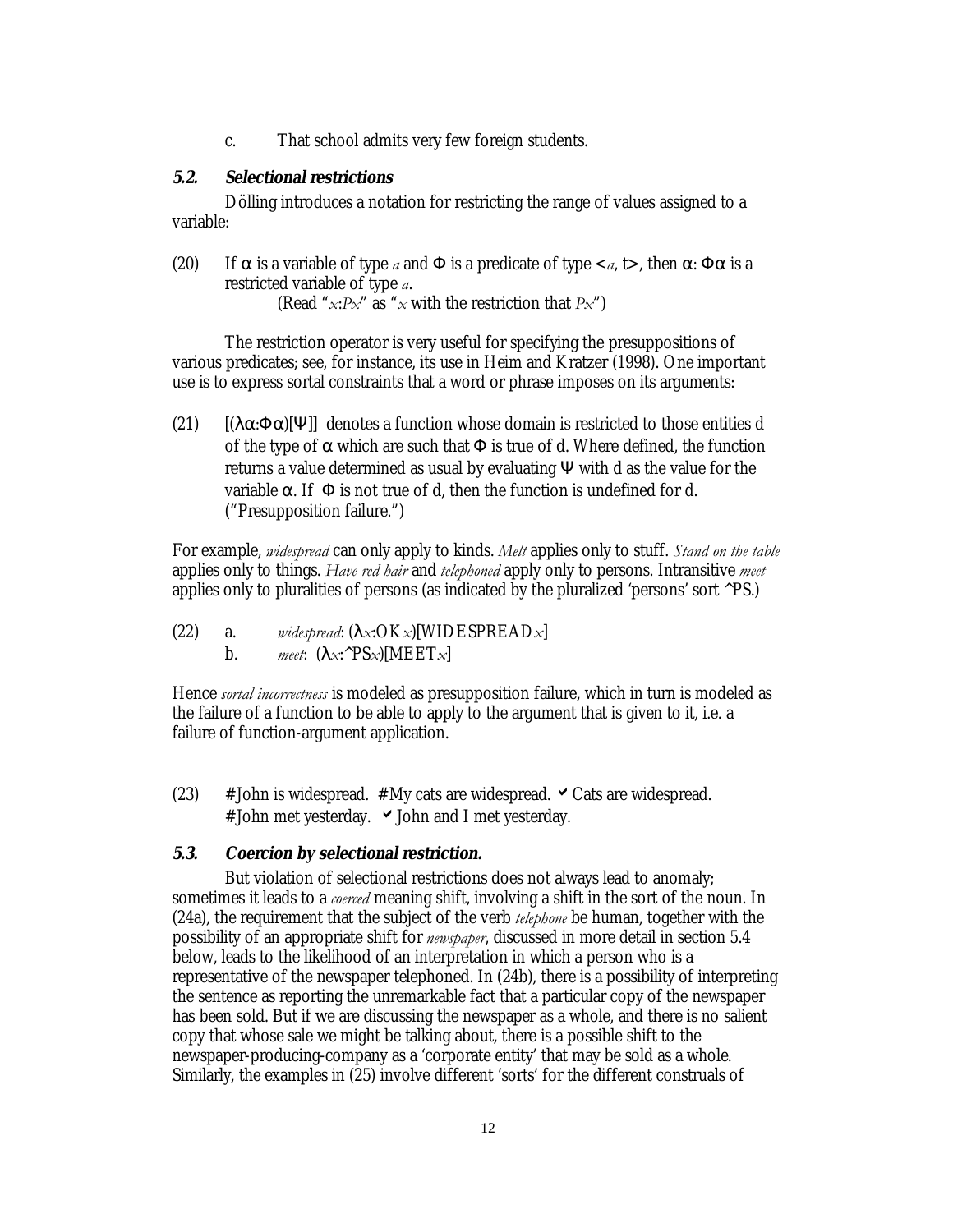c. That school admits very few foreign students.

### 5.2. Selectional restrictions

Dölling introduces a notation for restricting the range of values assigned to a variable:

(20) If $\alpha$ is a variable of type *a* and $\Phi$ is a predicate of type $<a, t>$, then $\alpha: \Phi\alpha$ is a restricted variable of type *a*.
(Read "$x$:$Px$" as "$x$ with the restriction that $Px$")

The restriction operator is very useful for specifying the presuppositions of various predicates; see, for instance, its use in Heim and Kratzer (1998). One important use is to express sortal constraints that a word or phrase imposes on its arguments:

(21) $[(\lambda\alpha{:}\Phi\alpha)[\Psi]]$ denotes a function whose domain is restricted to those entities d of the type of $\alpha$ which are such that $\Phi$ is true of d. Where defined, the function returns a value determined as usual by evaluating $\Psi$ with d as the value for the variable $\alpha$. If $\Phi$ is not true of d, then the function is undefined for d. ("Presupposition failure.")

For example, *widespread* can only apply to kinds. *Melt* applies only to stuff. *Stand on the table* applies only to things. *Have red hair* and *telephoned* apply only to persons. Intransitive *meet* applies only to pluralities of persons (as indicated by the pluralized 'persons' sort ^PS.)

(22) a. *widespread*: $(\lambda x{:}\mathrm{OK}x)[\mathrm{WIDESPREAD}x]$
b. *meet*: $(\lambda x{:}\hat{}\mathrm{PS}x)[\mathrm{MEET}x]$

Hence *sortal incorrectness* is modeled as presupposition failure, which in turn is modeled as the failure of a function to be able to apply to the argument that is given to it, i.e. a failure of function-argument application.

(23) #John is widespread. #My cats are widespread. ✓ Cats are widespread.
#John met yesterday. ✓ John and I met yesterday.

### 5.3. Coercion by selectional restriction.

But violation of selectional restrictions does not always lead to anomaly; sometimes it leads to a *coerced* meaning shift, involving a shift in the sort of the noun. In (24a), the requirement that the subject of the verb *telephone* be human, together with the possibility of an appropriate shift for *newspaper*, discussed in more detail in section 5.4 below, leads to the likelihood of an interpretation in which a person who is a representative of the newspaper telephoned. In (24b), there is a possibility of interpreting the sentence as reporting the unremarkable fact that a particular copy of the newspaper has been sold. But if we are discussing the newspaper as a whole, and there is no salient copy that whose sale we might be talking about, there is a possible shift to the newspaper-producing-company as a 'corporate entity' that may be sold as a whole. Similarly, the examples in (25) involve different 'sorts' for the different construals of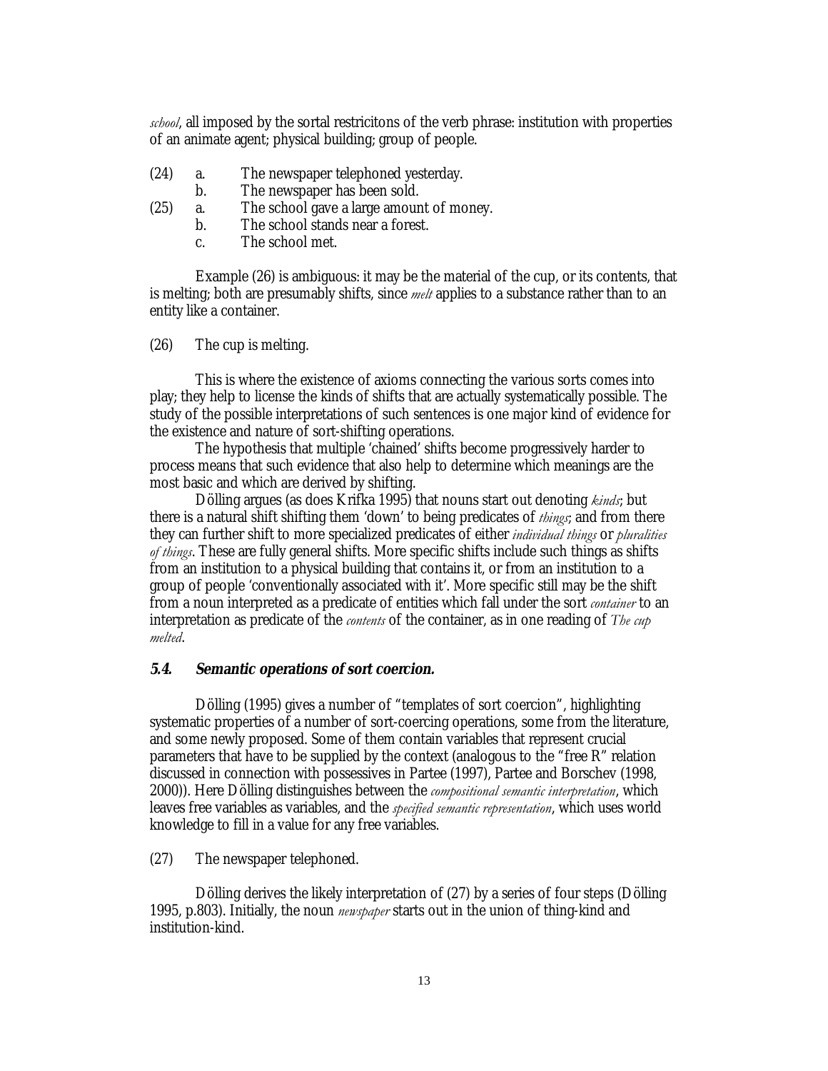*school*, all imposed by the sortal restricitons of the verb phrase: institution with properties of an animate agent; physical building; group of people.

(24) a. The newspaper telephoned yesterday.
  b. The newspaper has been sold.

(25) a. The school gave a large amount of money.
  b. The school stands near a forest.
  c. The school met.

Example (26) is ambiguous: it may be the material of the cup, or its contents, that is melting; both are presumably shifts, since *melt* applies to a substance rather than to an entity like a container.

(26) The cup is melting.

This is where the existence of axioms connecting the various sorts comes into play; they help to license the kinds of shifts that are actually systematically possible. The study of the possible interpretations of such sentences is one major kind of evidence for the existence and nature of sort-shifting operations.

The hypothesis that multiple 'chained' shifts become progressively harder to process means that such evidence that also help to determine which meanings are the most basic and which are derived by shifting.

Dölling argues (as does Krifka 1995) that nouns start out denoting *kinds*; but there is a natural shift shifting them 'down' to being predicates of *things*; and from there they can further shift to more specialized predicates of either *individual things* or *pluralities of things*. These are fully general shifts. More specific shifts include such things as shifts from an institution to a physical building that contains it, or from an institution to a group of people 'conventionally associated with it'. More specific still may be the shift from a noun interpreted as a predicate of entities which fall under the sort *container* to an interpretation as predicate of the *contents* of the container, as in one reading of *The cup melted*.

### *5.4. Semantic operations of sort coercion.*

Dölling (1995) gives a number of "templates of sort coercion", highlighting systematic properties of a number of sort-coercing operations, some from the literature, and some newly proposed. Some of them contain variables that represent crucial parameters that have to be supplied by the context (analogous to the "free R" relation discussed in connection with possessives in Partee (1997), Partee and Borschev (1998, 2000)). Here Dölling distinguishes between the *compositional semantic interpretation*, which leaves free variables as variables, and the *specified semantic representation*, which uses world knowledge to fill in a value for any free variables.

(27) The newspaper telephoned.

Dölling derives the likely interpretation of (27) by a series of four steps (Dölling 1995, p.803). Initially, the noun *newspaper* starts out in the union of thing-kind and institution-kind.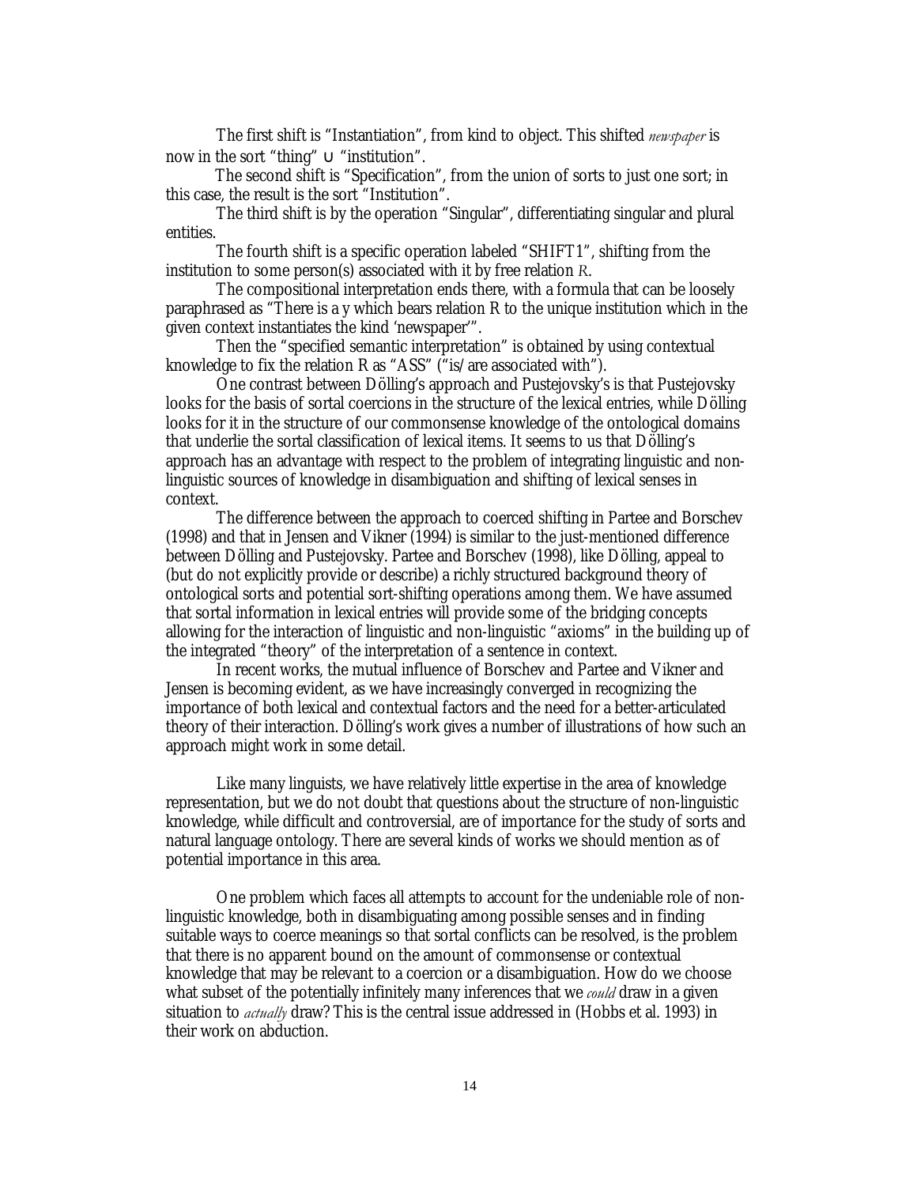The first shift is "Instantiation", from kind to object. This shifted *newspaper* is now in the sort "thing" ∪ "institution".

The second shift is "Specification", from the union of sorts to just one sort; in this case, the result is the sort "Institution".

The third shift is by the operation "Singular", differentiating singular and plural entities.

The fourth shift is a specific operation labeled "SHIFT1", shifting from the institution to some person(s) associated with it by free relation *R*.

The compositional interpretation ends there, with a formula that can be loosely paraphrased as "There is a y which bears relation R to the unique institution which in the given context instantiates the kind 'newspaper'".

Then the "specified semantic interpretation" is obtained by using contextual knowledge to fix the relation R as "ASS" ("is/are associated with").

One contrast between Dölling's approach and Pustejovsky's is that Pustejovsky looks for the basis of sortal coercions in the structure of the lexical entries, while Dölling looks for it in the structure of our commonsense knowledge of the ontological domains that underlie the sortal classification of lexical items. It seems to us that Dölling's approach has an advantage with respect to the problem of integrating linguistic and non-linguistic sources of knowledge in disambiguation and shifting of lexical senses in context.

The difference between the approach to coerced shifting in Partee and Borschev (1998) and that in Jensen and Vikner (1994) is similar to the just-mentioned difference between Dölling and Pustejovsky. Partee and Borschev (1998), like Dölling, appeal to (but do not explicitly provide or describe) a richly structured background theory of ontological sorts and potential sort-shifting operations among them. We have assumed that sortal information in lexical entries will provide some of the bridging concepts allowing for the interaction of linguistic and non-linguistic "axioms" in the building up of the integrated "theory" of the interpretation of a sentence in context.

In recent works, the mutual influence of Borschev and Partee and Vikner and Jensen is becoming evident, as we have increasingly converged in recognizing the importance of both lexical and contextual factors and the need for a better-articulated theory of their interaction. Dölling's work gives a number of illustrations of how such an approach might work in some detail.

Like many linguists, we have relatively little expertise in the area of knowledge representation, but we do not doubt that questions about the structure of non-linguistic knowledge, while difficult and controversial, are of importance for the study of sorts and natural language ontology. There are several kinds of works we should mention as of potential importance in this area.

One problem which faces all attempts to account for the undeniable role of non-linguistic knowledge, both in disambiguating among possible senses and in finding suitable ways to coerce meanings so that sortal conflicts can be resolved, is the problem that there is no apparent bound on the amount of commonsense or contextual knowledge that may be relevant to a coercion or a disambiguation. How do we choose what subset of the potentially infinitely many inferences that we *could* draw in a given situation to *actually* draw? This is the central issue addressed in (Hobbs et al. 1993) in their work on abduction.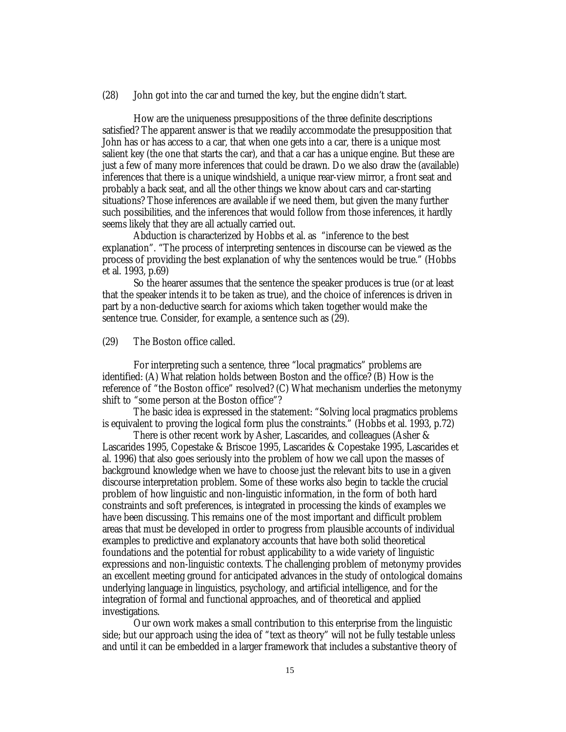(28) John got into the car and turned the key, but the engine didn't start.

How are the uniqueness presuppositions of the three definite descriptions satisfied? The apparent answer is that we readily accommodate the presupposition that John has or has access to a car, that when one gets into a car, there is a unique most salient key (the one that starts the car), and that a car has a unique engine. But these are just a few of many more inferences that could be drawn. Do we also draw the (available) inferences that there is a unique windshield, a unique rear-view mirror, a front seat and probably a back seat, and all the other things we know about cars and car-starting situations? Those inferences are available if we need them, but given the many further such possibilities, and the inferences that would follow from those inferences, it hardly seems likely that they are all actually carried out.

Abduction is characterized by Hobbs et al. as "inference to the best explanation". "The process of interpreting sentences in discourse can be viewed as the process of providing the best explanation of why the sentences would be true." (Hobbs et al. 1993, p.69)

So the hearer assumes that the sentence the speaker produces is true (or at least that the speaker intends it to be taken as true), and the choice of inferences is driven in part by a non-deductive search for axioms which taken together would make the sentence true. Consider, for example, a sentence such as (29).

(29) The Boston office called.

For interpreting such a sentence, three "local pragmatics" problems are identified: (A) What relation holds between Boston and the office? (B) How is the reference of "the Boston office" resolved? (C) What mechanism underlies the metonymy shift to "some person at the Boston office"?

The basic idea is expressed in the statement: "Solving local pragmatics problems is equivalent to proving the logical form plus the constraints." (Hobbs et al. 1993, p.72)

There is other recent work by Asher, Lascarides, and colleagues (Asher & Lascarides 1995, Copestake & Briscoe 1995, Lascarides & Copestake 1995, Lascarides et al. 1996) that also goes seriously into the problem of how we call upon the masses of background knowledge when we have to choose just the relevant bits to use in a given discourse interpretation problem. Some of these works also begin to tackle the crucial problem of how linguistic and non-linguistic information, in the form of both hard constraints and soft preferences, is integrated in processing the kinds of examples we have been discussing. This remains one of the most important and difficult problem areas that must be developed in order to progress from plausible accounts of individual examples to predictive and explanatory accounts that have both solid theoretical foundations and the potential for robust applicability to a wide variety of linguistic expressions and non-linguistic contexts. The challenging problem of metonymy provides an excellent meeting ground for anticipated advances in the study of ontological domains underlying language in linguistics, psychology, and artificial intelligence, and for the integration of formal and functional approaches, and of theoretical and applied investigations.

Our own work makes a small contribution to this enterprise from the linguistic side; but our approach using the idea of "text as theory" will not be fully testable unless and until it can be embedded in a larger framework that includes a substantive theory of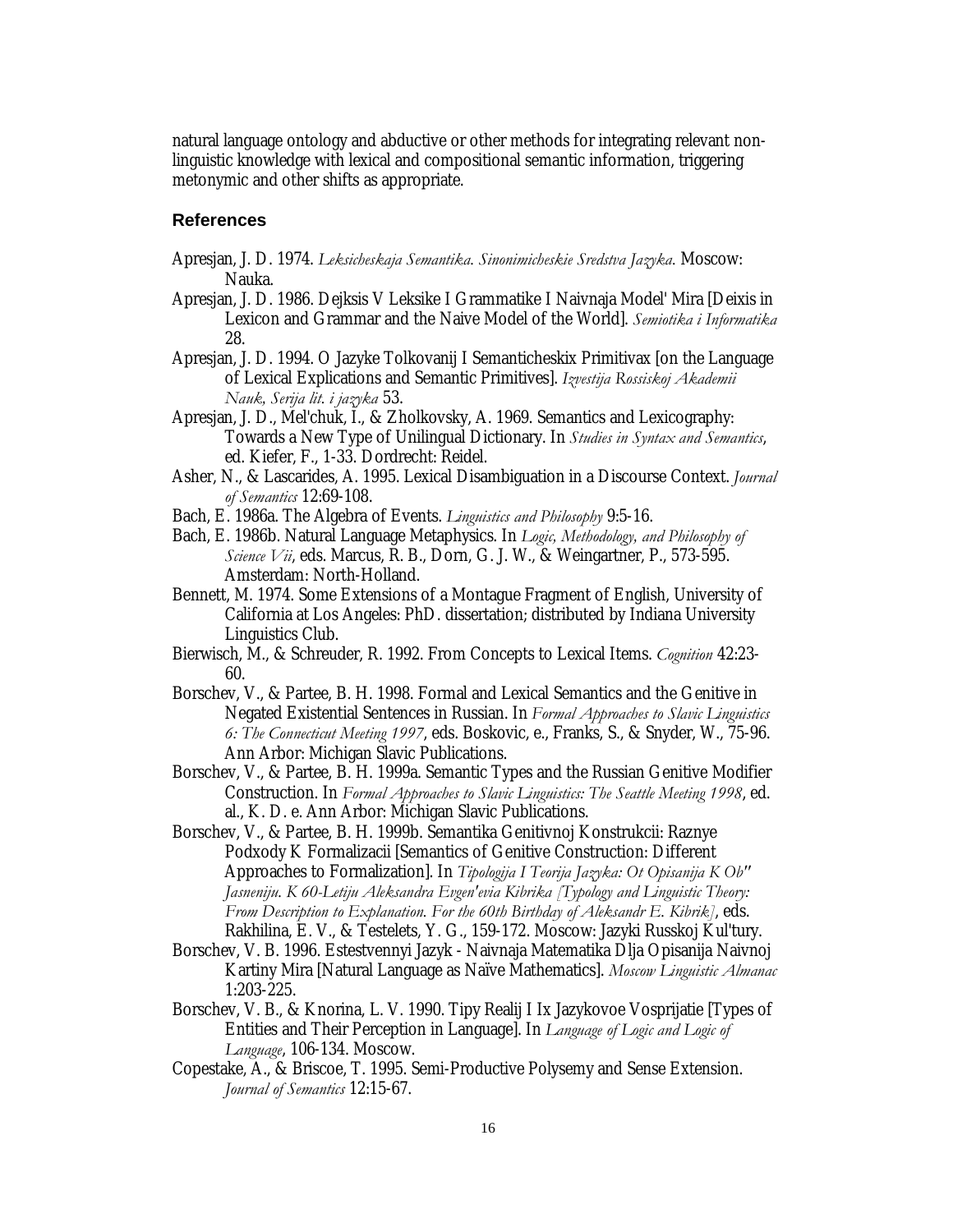natural language ontology and abductive or other methods for integrating relevant non-linguistic knowledge with lexical and compositional semantic information, triggering metonymic and other shifts as appropriate.

## References

Apresjan, J. D. 1974. *Leksicheskaja Semantika. Sinonimicheskie Sredstva Jazyka*. Moscow: Nauka.

Apresjan, J. D. 1986. Dejksis V Leksike I Grammatike I Naivnaja Model' Mira [Deixis in Lexicon and Grammar and the Naive Model of the World]. *Semiotika i Informatika* 28.

Apresjan, J. D. 1994. O Jazyke Tolkovanij I Semanticheskix Primitivax [on the Language of Lexical Explications and Semantic Primitives]. *Izvestija Rossiskoj Akademii Nauk, Serija lit. i jazyka* 53.

Apresjan, J. D., Mel'chuk, I., & Zholkovsky, A. 1969. Semantics and Lexicography: Towards a New Type of Unilingual Dictionary. In *Studies in Syntax and Semantics*, ed. Kiefer, F., 1-33. Dordrecht: Reidel.

Asher, N., & Lascarides, A. 1995. Lexical Disambiguation in a Discourse Context. *Journal of Semantics* 12:69-108.

Bach, E. 1986a. The Algebra of Events. *Linguistics and Philosophy* 9:5-16.

Bach, E. 1986b. Natural Language Metaphysics. In *Logic, Methodology, and Philosophy of Science Vii*, eds. Marcus, R. B., Dorn, G. J. W., & Weingartner, P., 573-595. Amsterdam: North-Holland.

Bennett, M. 1974. Some Extensions of a Montague Fragment of English, University of California at Los Angeles: PhD. dissertation; distributed by Indiana University Linguistics Club.

Bierwisch, M., & Schreuder, R. 1992. From Concepts to Lexical Items. *Cognition* 42:23-60.

Borschev, V., & Partee, B. H. 1998. Formal and Lexical Semantics and the Genitive in Negated Existential Sentences in Russian. In *Formal Approaches to Slavic Linguistics 6: The Connecticut Meeting 1997*, eds. Boskovic, e., Franks, S., & Snyder, W., 75-96. Ann Arbor: Michigan Slavic Publications.

Borschev, V., & Partee, B. H. 1999a. Semantic Types and the Russian Genitive Modifier Construction. In *Formal Approaches to Slavic Linguistics: The Seattle Meeting 1998*, ed. al., K. D. e. Ann Arbor: Michigan Slavic Publications.

Borschev, V., & Partee, B. H. 1999b. Semantika Genitivnoj Konstrukcii: Raznye Podxody K Formalizacii [Semantics of Genitive Construction: Different Approaches to Formalization]. In *Tipologija I Teorija Jazyka: Ot Opisanija K Ob" Jasneniju. K 60-Letiju Aleksandra Evgen'evia Kibrika [Typology and Linguistic Theory: From Description to Explanation. For the 60th Birthday of Aleksandr E. Kibrik]*, eds. Rakhilina, E. V., & Testelets, Y. G., 159-172. Moscow: Jazyki Russkoj Kul'tury.

Borschev, V. B. 1996. Estestvennyi Jazyk - Naivnaja Matematika Dlja Opisanija Naivnoj Kartiny Mira [Natural Language as Naïve Mathematics]. *Moscow Linguistic Almanac* 1:203-225.

Borschev, V. B., & Knorina, L. V. 1990. Tipy Realij I Ix Jazykovoe Vosprijatie [Types of Entities and Their Perception in Language]. In *Language of Logic and Logic of Language*, 106-134. Moscow.

Copestake, A., & Briscoe, T. 1995. Semi-Productive Polysemy and Sense Extension. *Journal of Semantics* 12:15-67.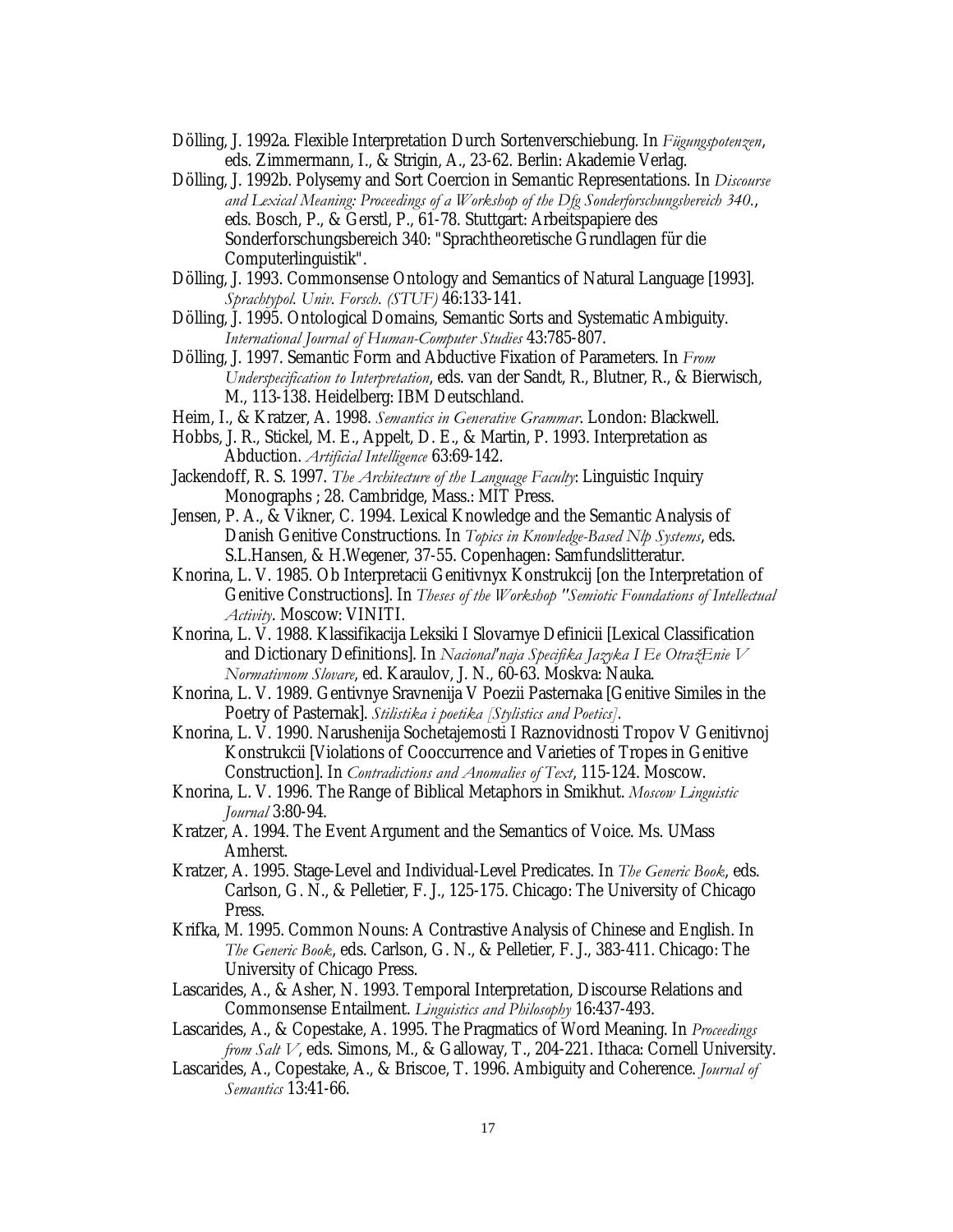Dölling, J. 1992a. Flexible Interpretation Durch Sortenverschiebung. In *Fügungspotenzen*, eds. Zimmermann, I., & Strigin, A., 23-62. Berlin: Akademie Verlag.

Dölling, J. 1992b. Polysemy and Sort Coercion in Semantic Representations. In *Discourse and Lexical Meaning: Proceedings of a Workshop of the Dfg Sonderforschungsbereich 340.*, eds. Bosch, P., & Gerstl, P., 61-78. Stuttgart: Arbeitspapiere des Sonderforschungsbereich 340: "Sprachtheoretische Grundlagen für die Computerlinguistik".

Dölling, J. 1993. Commonsense Ontology and Semantics of Natural Language [1993]. *Sprachtypol. Univ. Forsch. (STUF)* 46:133-141.

Dölling, J. 1995. Ontological Domains, Semantic Sorts and Systematic Ambiguity. *International Journal of Human-Computer Studies* 43:785-807.

Dölling, J. 1997. Semantic Form and Abductive Fixation of Parameters. In *From Underspecification to Interpretation*, eds. van der Sandt, R., Blutner, R., & Bierwisch, M., 113-138. Heidelberg: IBM Deutschland.

Heim, I., & Kratzer, A. 1998. *Semantics in Generative Grammar*. London: Blackwell.

Hobbs, J. R., Stickel, M. E., Appelt, D. E., & Martin, P. 1993. Interpretation as Abduction. *Artificial Intelligence* 63:69-142.

Jackendoff, R. S. 1997. *The Architecture of the Language Faculty*: Linguistic Inquiry Monographs ; 28. Cambridge, Mass.: MIT Press.

Jensen, P. A., & Vikner, C. 1994. Lexical Knowledge and the Semantic Analysis of Danish Genitive Constructions. In *Topics in Knowledge-Based Nlp Systems*, eds. S.L.Hansen, & H.Wegener, 37-55. Copenhagen: Samfundslitteratur.

Knorina, L. V. 1985. Ob Interpretacii Genitivnyx Konstrukcij [on the Interpretation of Genitive Constructions]. In *Theses of the Workshop "Semiotic Foundations of Intellectual Activity*. Moscow: VINITI.

Knorina, L. V. 1988. Klassifikacija Leksiki I Slovarnye Definicii [Lexical Classification and Dictionary Definitions]. In *Nacional'naja Specifika Jazyka I Ee OtražEnie V Normativnom Slovare*, ed. Karaulov, J. N., 60-63. Moskva: Nauka.

Knorina, L. V. 1989. Gentivnye Sravnenija V Poezii Pasternaka [Genitive Similes in the Poetry of Pasternak]. *Stilistika i poetika [Stylistics and Poetics]*.

Knorina, L. V. 1990. Narushenija Sochetajemosti I Raznovidnosti Tropov V Genitivnoj Konstrukcii [Violations of Cooccurrence and Varieties of Tropes in Genitive Construction]. In *Contradictions and Anomalies of Text*, 115-124. Moscow.

Knorina, L. V. 1996. The Range of Biblical Metaphors in Smikhut. *Moscow Linguistic Journal* 3:80-94.

Kratzer, A. 1994. The Event Argument and the Semantics of Voice. Ms. UMass Amherst.

Kratzer, A. 1995. Stage-Level and Individual-Level Predicates. In *The Generic Book*, eds. Carlson, G. N., & Pelletier, F. J., 125-175. Chicago: The University of Chicago Press.

Krifka, M. 1995. Common Nouns: A Contrastive Analysis of Chinese and English. In *The Generic Book*, eds. Carlson, G. N., & Pelletier, F. J., 383-411. Chicago: The University of Chicago Press.

Lascarides, A., & Asher, N. 1993. Temporal Interpretation, Discourse Relations and Commonsense Entailment. *Linguistics and Philosophy* 16:437-493.

Lascarides, A., & Copestake, A. 1995. The Pragmatics of Word Meaning. In *Proceedings from Salt V*, eds. Simons, M., & Galloway, T., 204-221. Ithaca: Cornell University.

Lascarides, A., Copestake, A., & Briscoe, T. 1996. Ambiguity and Coherence. *Journal of Semantics* 13:41-66.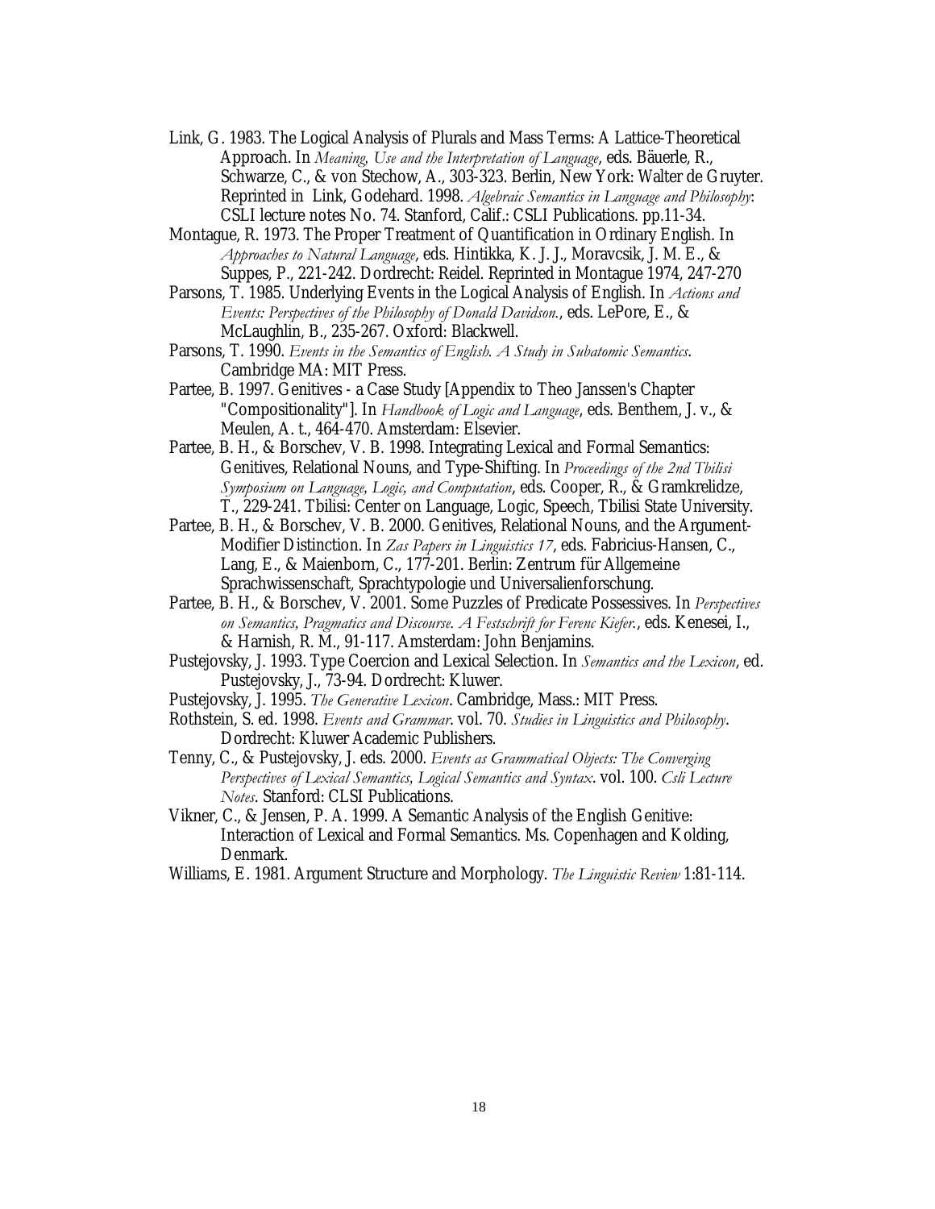Link, G. 1983. The Logical Analysis of Plurals and Mass Terms: A Lattice-Theoretical Approach. In *Meaning, Use and the Interpretation of Language*, eds. Bäuerle, R., Schwarze, C., & von Stechow, A., 303-323. Berlin, New York: Walter de Gruyter. Reprinted in Link, Godehard. 1998. *Algebraic Semantics in Language and Philosophy*: CSLI lecture notes No. 74. Stanford, Calif.: CSLI Publications. pp.11-34.

Montague, R. 1973. The Proper Treatment of Quantification in Ordinary English. In *Approaches to Natural Language*, eds. Hintikka, K. J. J., Moravcsik, J. M. E., & Suppes, P., 221-242. Dordrecht: Reidel. Reprinted in Montague 1974, 247-270

Parsons, T. 1985. Underlying Events in the Logical Analysis of English. In *Actions and Events: Perspectives of the Philosophy of Donald Davidson.*, eds. LePore, E., & McLaughlin, B., 235-267. Oxford: Blackwell.

Parsons, T. 1990. *Events in the Semantics of English. A Study in Subatomic Semantics*. Cambridge MA: MIT Press.

Partee, B. 1997. Genitives - a Case Study [Appendix to Theo Janssen's Chapter "Compositionality"]. In *Handbook of Logic and Language*, eds. Benthem, J. v., & Meulen, A. t., 464-470. Amsterdam: Elsevier.

Partee, B. H., & Borschev, V. B. 1998. Integrating Lexical and Formal Semantics: Genitives, Relational Nouns, and Type-Shifting. In *Proceedings of the 2nd Tbilisi Symposium on Language, Logic, and Computation*, eds. Cooper, R., & Gramkrelidze, T., 229-241. Tbilisi: Center on Language, Logic, Speech, Tbilisi State University.

Partee, B. H., & Borschev, V. B. 2000. Genitives, Relational Nouns, and the Argument-Modifier Distinction. In *Zas Papers in Linguistics 17*, eds. Fabricius-Hansen, C., Lang, E., & Maienborn, C., 177-201. Berlin: Zentrum für Allgemeine Sprachwissenschaft, Sprachtypologie und Universalienforschung.

Partee, B. H., & Borschev, V. 2001. Some Puzzles of Predicate Possessives. In *Perspectives on Semantics, Pragmatics and Discourse. A Festschrift for Ferenc Kiefer.*, eds. Kenesei, I., & Harnish, R. M., 91-117. Amsterdam: John Benjamins.

Pustejovsky, J. 1993. Type Coercion and Lexical Selection. In *Semantics and the Lexicon*, ed. Pustejovsky, J., 73-94. Dordrecht: Kluwer.

Pustejovsky, J. 1995. *The Generative Lexicon*. Cambridge, Mass.: MIT Press.

Rothstein, S. ed. 1998. *Events and Grammar*. vol. 70. *Studies in Linguistics and Philosophy*. Dordrecht: Kluwer Academic Publishers.

Tenny, C., & Pustejovsky, J. eds. 2000. *Events as Grammatical Objects: The Converging Perspectives of Lexical Semantics, Logical Semantics and Syntax*. vol. 100. *Csli Lecture Notes*. Stanford: CLSI Publications.

Vikner, C., & Jensen, P. A. 1999. A Semantic Analysis of the English Genitive: Interaction of Lexical and Formal Semantics. Ms. Copenhagen and Kolding, Denmark.

Williams, E. 1981. Argument Structure and Morphology. *The Linguistic Review* 1:81-114.